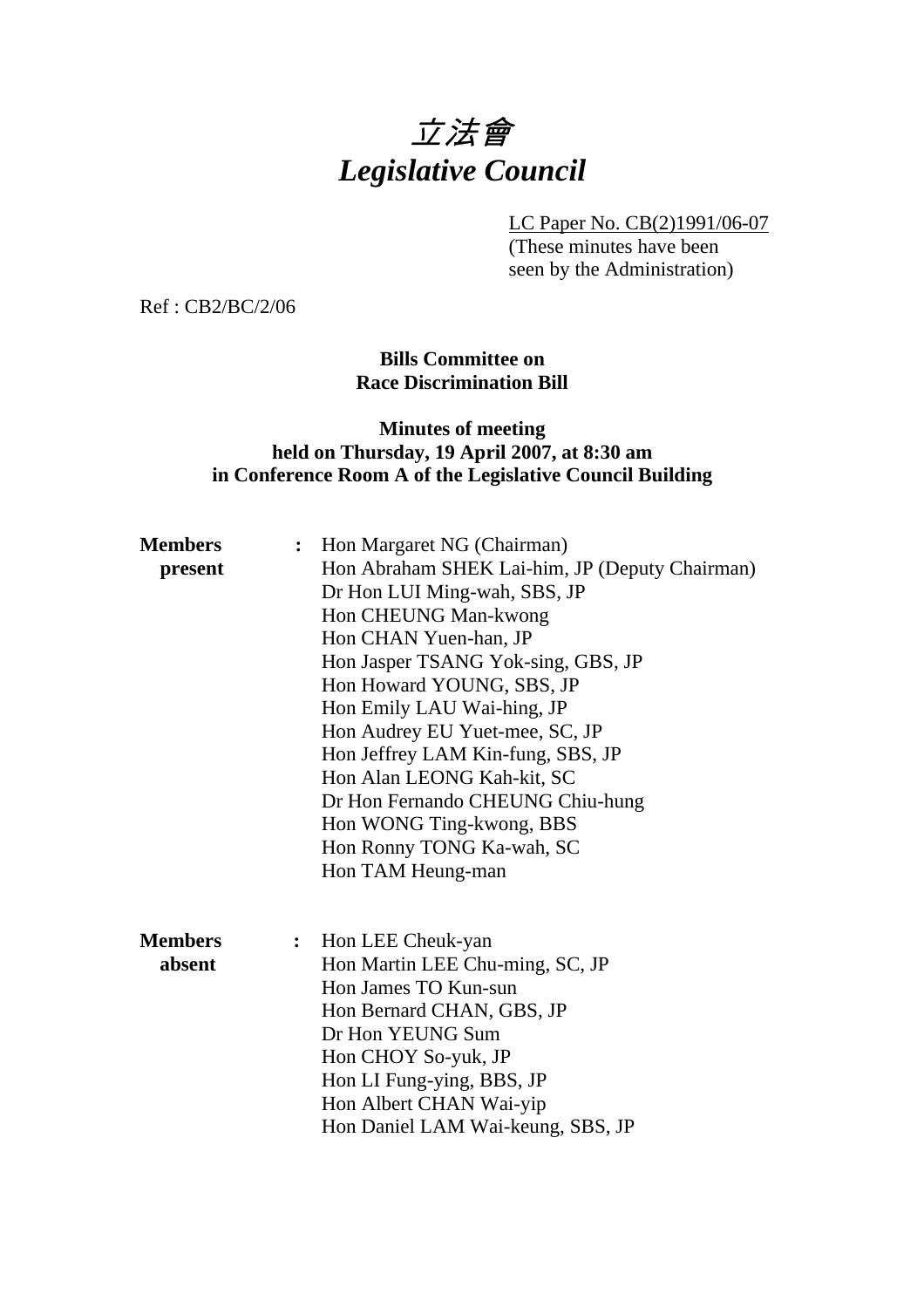# *立法會*
# *Legislative Council*

LC Paper No. CB(2)1991/06-07
(These minutes have been seen by the Administration)

Ref : CB2/BC/2/06

**Bills Committee on Race Discrimination Bill**

**Minutes of meeting held on Thursday, 19 April 2007, at 8:30 am in Conference Room A of the Legislative Council Building**

**Members present** : Hon Margaret NG (Chairman)
Hon Abraham SHEK Lai-him, JP (Deputy Chairman)
Dr Hon LUI Ming-wah, SBS, JP
Hon CHEUNG Man-kwong
Hon CHAN Yuen-han, JP
Hon Jasper TSANG Yok-sing, GBS, JP
Hon Howard YOUNG, SBS, JP
Hon Emily LAU Wai-hing, JP
Hon Audrey EU Yuet-mee, SC, JP
Hon Jeffrey LAM Kin-fung, SBS, JP
Hon Alan LEONG Kah-kit, SC
Dr Hon Fernando CHEUNG Chiu-hung
Hon WONG Ting-kwong, BBS
Hon Ronny TONG Ka-wah, SC
Hon TAM Heung-man

**Members absent** : Hon LEE Cheuk-yan
Hon Martin LEE Chu-ming, SC, JP
Hon James TO Kun-sun
Hon Bernard CHAN, GBS, JP
Dr Hon YEUNG Sum
Hon CHOY So-yuk, JP
Hon LI Fung-ying, BBS, JP
Hon Albert CHAN Wai-yip
Hon Daniel LAM Wai-keung, SBS, JP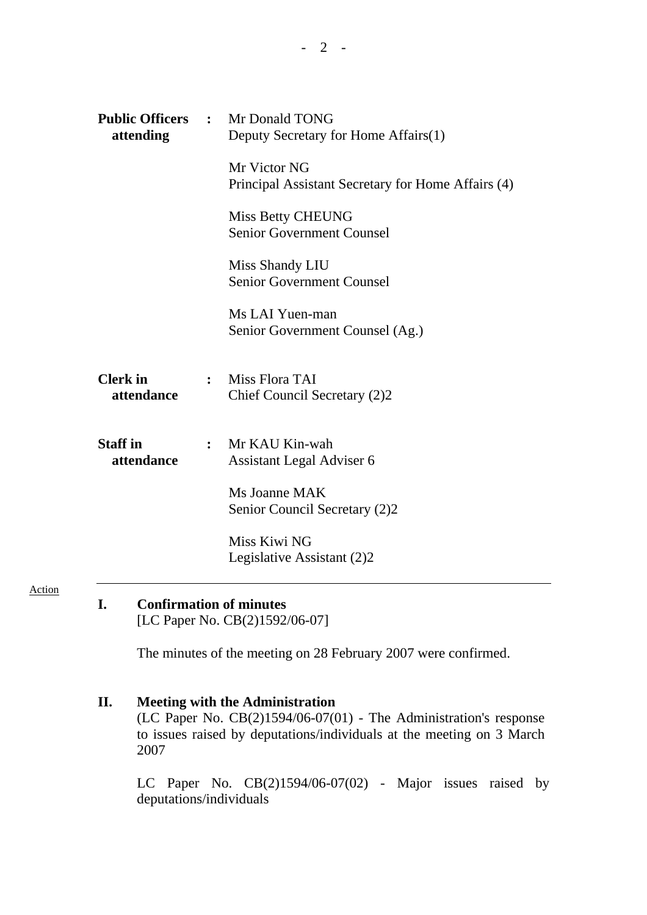| | | |
|---|---|---|
| **Public Officers attending** | : | Mr Donald TONG<br>Deputy Secretary for Home Affairs(1)<br><br>Mr Victor NG<br>Principal Assistant Secretary for Home Affairs (4)<br><br>Miss Betty CHEUNG<br>Senior Government Counsel<br><br>Miss Shandy LIU<br>Senior Government Counsel<br><br>Ms LAI Yuen-man<br>Senior Government Counsel (Ag.) |
| **Clerk in attendance** | : | Miss Flora TAI<br>Chief Council Secretary (2)2 |
| **Staff in attendance** | : | Mr KAU Kin-wah<br>Assistant Legal Adviser 6<br><br>Ms Joanne MAK<br>Senior Council Secretary (2)2<br><br>Miss Kiwi NG<br>Legislative Assistant (2)2 |

---

Action

**I. Confirmation of minutes**
[LC Paper No. CB(2)1592/06-07]

The minutes of the meeting on 28 February 2007 were confirmed.

**II. Meeting with the Administration**
(LC Paper No. CB(2)1594/06-07(01) - The Administration's response to issues raised by deputations/individuals at the meeting on 3 March 2007

LC Paper No. CB(2)1594/06-07(02) - Major issues raised by deputations/individuals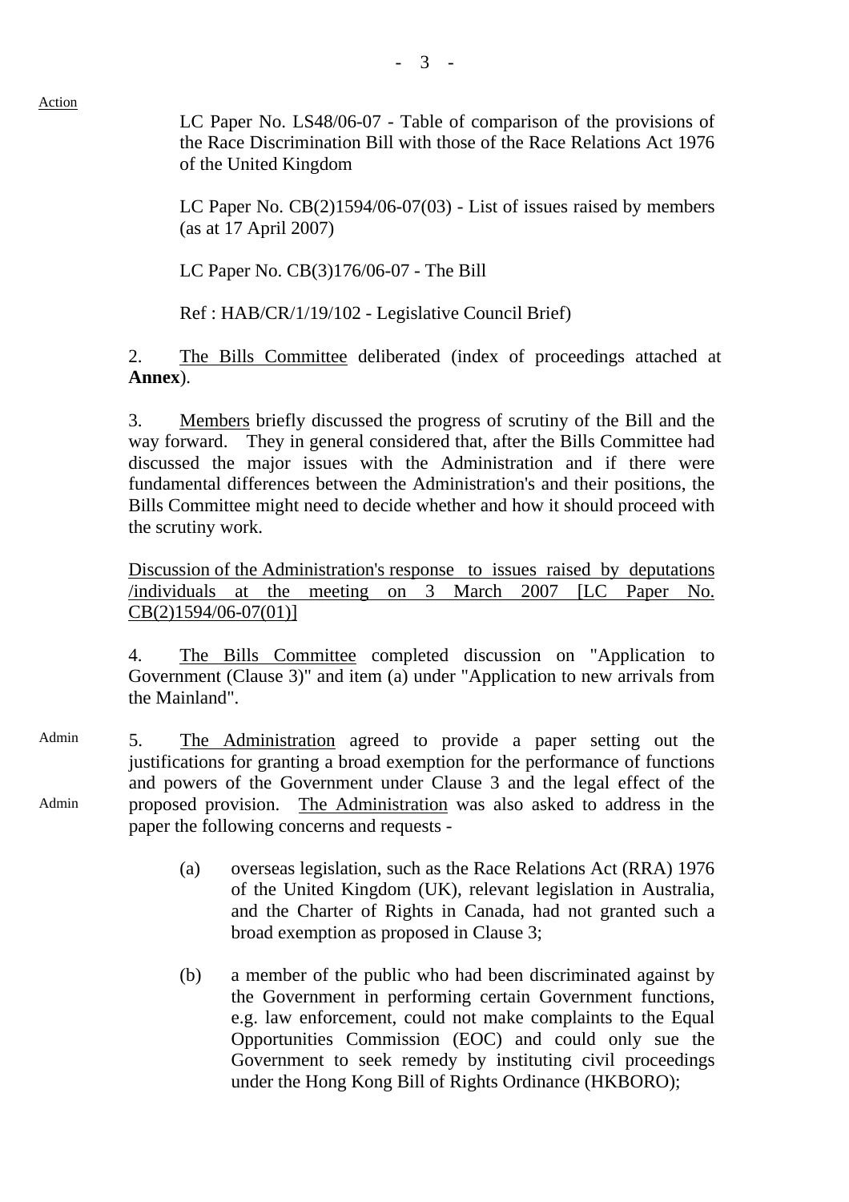Action

LC Paper No. LS48/06-07 - Table of comparison of the provisions of the Race Discrimination Bill with those of the Race Relations Act 1976 of the United Kingdom

LC Paper No. CB(2)1594/06-07(03) - List of issues raised by members (as at 17 April 2007)

LC Paper No. CB(3)176/06-07 - The Bill

Ref : HAB/CR/1/19/102 - Legislative Council Brief)

2. The Bills Committee deliberated (index of proceedings attached at **Annex**).

3. Members briefly discussed the progress of scrutiny of the Bill and the way forward. They in general considered that, after the Bills Committee had discussed the major issues with the Administration and if there were fundamental differences between the Administration's and their positions, the Bills Committee might need to decide whether and how it should proceed with the scrutiny work.

Discussion of the Administration's response to issues raised by deputations /individuals at the meeting on 3 March 2007 [LC Paper No. CB(2)1594/06-07(01)]

4. The Bills Committee completed discussion on "Application to Government (Clause 3)" and item (a) under "Application to new arrivals from the Mainland".

Admin

Admin

5. The Administration agreed to provide a paper setting out the justifications for granting a broad exemption for the performance of functions and powers of the Government under Clause 3 and the legal effect of the proposed provision. The Administration was also asked to address in the paper the following concerns and requests -

(a) overseas legislation, such as the Race Relations Act (RRA) 1976 of the United Kingdom (UK), relevant legislation in Australia, and the Charter of Rights in Canada, had not granted such a broad exemption as proposed in Clause 3;

(b) a member of the public who had been discriminated against by the Government in performing certain Government functions, e.g. law enforcement, could not make complaints to the Equal Opportunities Commission (EOC) and could only sue the Government to seek remedy by instituting civil proceedings under the Hong Kong Bill of Rights Ordinance (HKBORO);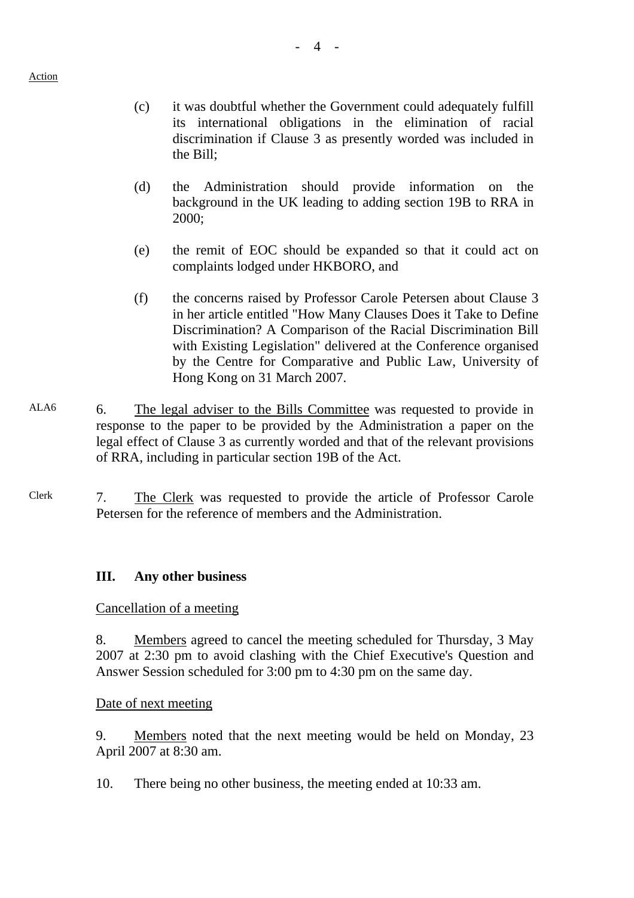Action

(c) it was doubtful whether the Government could adequately fulfill its international obligations in the elimination of racial discrimination if Clause 3 as presently worded was included in the Bill;

(d) the Administration should provide information on the background in the UK leading to adding section 19B to RRA in 2000;

(e) the remit of EOC should be expanded so that it could act on complaints lodged under HKBORO, and

(f) the concerns raised by Professor Carole Petersen about Clause 3 in her article entitled "How Many Clauses Does it Take to Define Discrimination? A Comparison of the Racial Discrimination Bill with Existing Legislation" delivered at the Conference organised by the Centre for Comparative and Public Law, University of Hong Kong on 31 March 2007.

ALA6 6. The legal adviser to the Bills Committee was requested to provide in response to the paper to be provided by the Administration a paper on the legal effect of Clause 3 as currently worded and that of the relevant provisions of RRA, including in particular section 19B of the Act.

Clerk 7. The Clerk was requested to provide the article of Professor Carole Petersen for the reference of members and the Administration.

## III. Any other business

Cancellation of a meeting

8. Members agreed to cancel the meeting scheduled for Thursday, 3 May 2007 at 2:30 pm to avoid clashing with the Chief Executive's Question and Answer Session scheduled for 3:00 pm to 4:30 pm on the same day.

Date of next meeting

9. Members noted that the next meeting would be held on Monday, 23 April 2007 at 8:30 am.

10. There being no other business, the meeting ended at 10:33 am.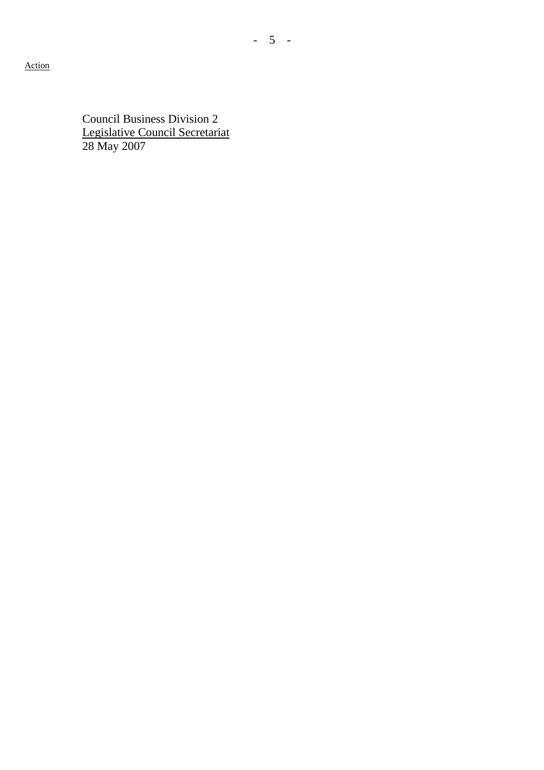Action

Council Business Division 2
Legislative Council Secretariat
28 May 2007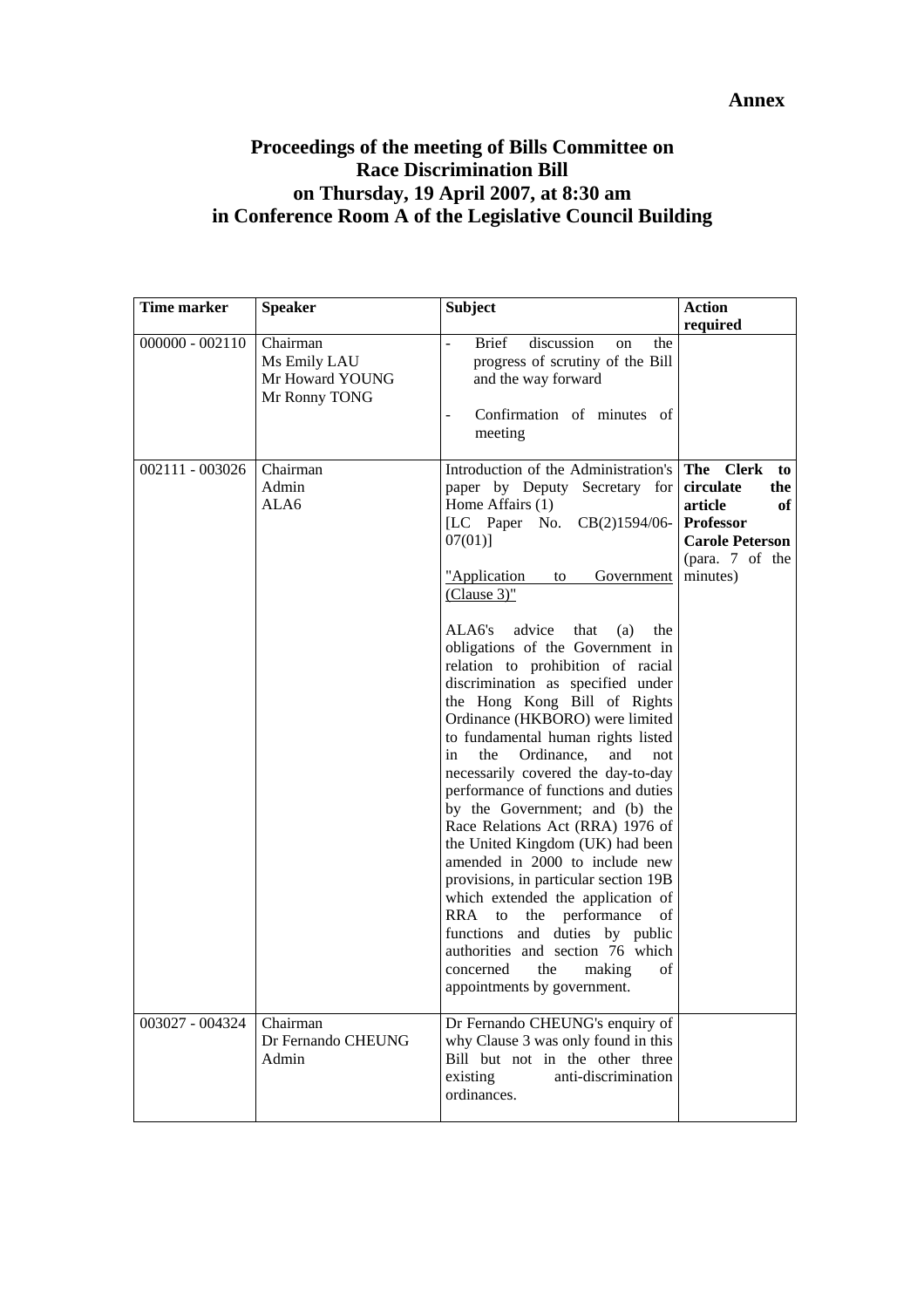**Annex**

**Proceedings of the meeting of Bills Committee on Race Discrimination Bill on Thursday, 19 April 2007, at 8:30 am in Conference Room A of the Legislative Council Building**

| Time marker | Speaker | Subject | Action required |
|---|---|---|---|
| 000000 - 002110 | Chairman<br>Ms Emily LAU<br>Mr Howard YOUNG<br>Mr Ronny TONG | - Brief discussion on the progress of scrutiny of the Bill and the way forward<br><br>- Confirmation of minutes of meeting | |
| 002111 - 003026 | Chairman<br>Admin<br>ALA6 | Introduction of the Administration's paper by Deputy Secretary for Home Affairs (1)<br>[LC Paper No. CB(2)1594/06-07(01)]<br><br><u>"Application to Government (Clause 3)"</u><br><br>ALA6's advice that (a) the obligations of the Government in relation to prohibition of racial discrimination as specified under the Hong Kong Bill of Rights Ordinance (HKBORO) were limited to fundamental human rights listed in the Ordinance, and not necessarily covered the day-to-day performance of functions and duties by the Government; and (b) the Race Relations Act (RRA) 1976 of the United Kingdom (UK) had been amended in 2000 to include new provisions, in particular section 19B which extended the application of RRA to the performance of functions and duties by public authorities and section 76 which concerned the making of appointments by government. | **The Clerk to circulate the article of Professor Carole Peterson** (para. 7 of the minutes) |
| 003027 - 004324 | Chairman<br>Dr Fernando CHEUNG<br>Admin | Dr Fernando CHEUNG's enquiry of why Clause 3 was only found in this Bill but not in the other three existing anti-discrimination ordinances. | |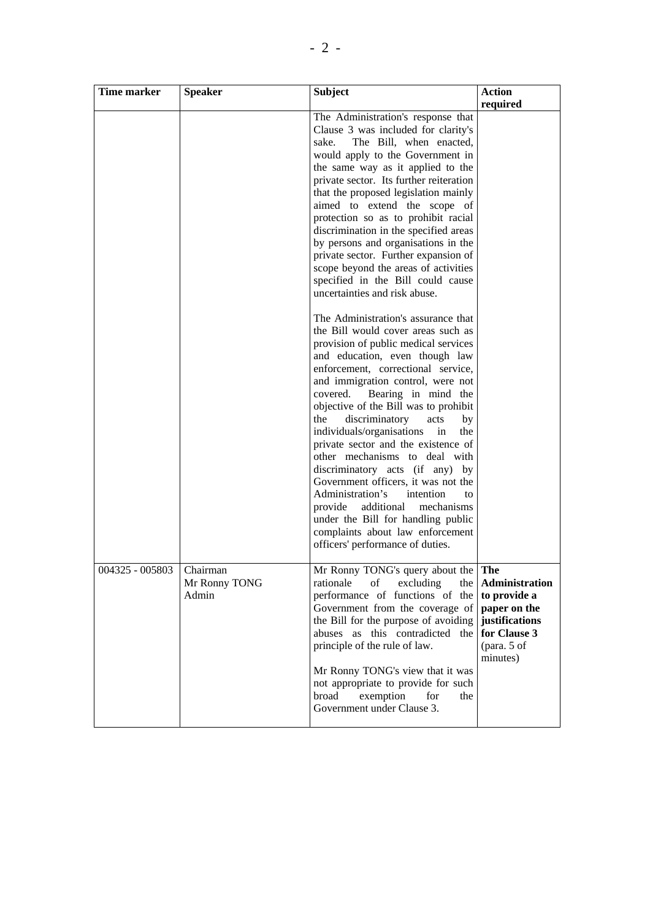| Time marker | Speaker | Subject | Action required |
|---|---|---|---|
| | | The Administration's response that Clause 3 was included for clarity's sake. The Bill, when enacted, would apply to the Government in the same way as it applied to the private sector. Its further reiteration that the proposed legislation mainly aimed to extend the scope of protection so as to prohibit racial discrimination in the specified areas by persons and organisations in the private sector. Further expansion of scope beyond the areas of activities specified in the Bill could cause uncertainties and risk abuse.<br><br>The Administration's assurance that the Bill would cover areas such as provision of public medical services and education, even though law enforcement, correctional service, and immigration control, were not covered. Bearing in mind the objective of the Bill was to prohibit the discriminatory acts by individuals/organisations in the private sector and the existence of other mechanisms to deal with discriminatory acts (if any) by Government officers, it was not the Administration's intention to provide additional mechanisms under the Bill for handling public complaints about law enforcement officers' performance of duties. | |
| 004325 - 005803 | Chairman<br>Mr Ronny TONG<br>Admin | Mr Ronny TONG's query about the rationale of excluding the performance of functions of the Government from the coverage of the Bill for the purpose of avoiding abuses as this contradicted the principle of the rule of law.<br><br>Mr Ronny TONG's view that it was not appropriate to provide for such broad exemption for the Government under Clause 3. | **The Administration to provide a paper on the justifications for Clause 3** (para. 5 of minutes) |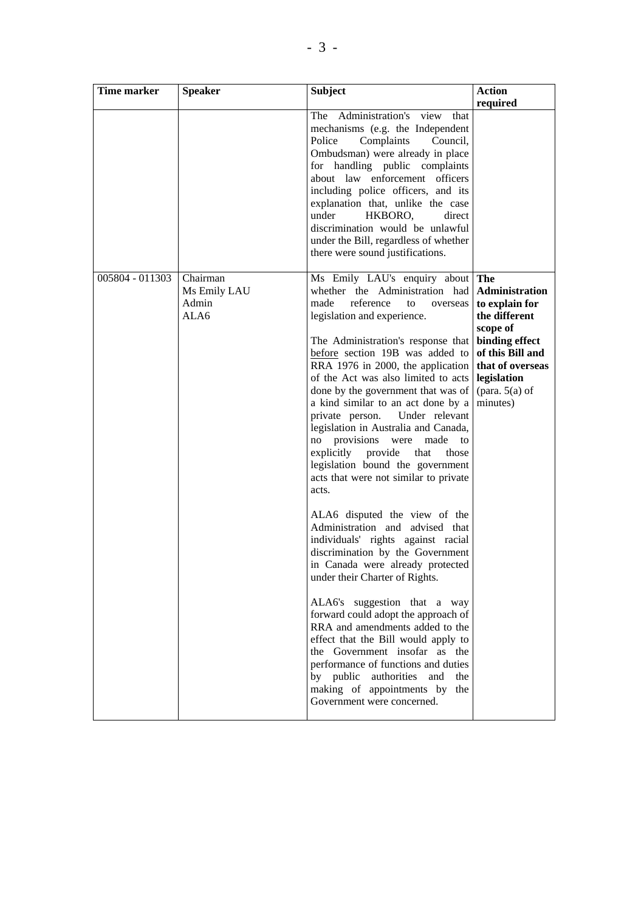| Time marker | Speaker | Subject | Action required |
|---|---|---|---|
| | | The Administration's view that mechanisms (e.g. the Independent Police Complaints Council, Ombudsman) were already in place for handling public complaints about law enforcement officers including police officers, and its explanation that, unlike the case under HKBORO, direct discrimination would be unlawful under the Bill, regardless of whether there were sound justifications. | |
| 005804 - 011303 | Chairman<br>Ms Emily LAU<br>Admin<br>ALA6 | Ms Emily LAU's enquiry about whether the Administration had made reference to overseas legislation and experience.<br><br>The Administration's response that <u>before</u> section 19B was added to RRA 1976 in 2000, the application of the Act was also limited to acts done by the government that was of a kind similar to an act done by a private person. Under relevant legislation in Australia and Canada, no provisions were made to explicitly provide that those legislation bound the government acts that were not similar to private acts.<br><br>ALA6 disputed the view of the Administration and advised that individuals' rights against racial discrimination by the Government in Canada were already protected under their Charter of Rights.<br><br>ALA6's suggestion that a way forward could adopt the approach of RRA and amendments added to the effect that the Bill would apply to the Government insofar as the performance of functions and duties by public authorities and the making of appointments by the Government were concerned. | **The Administration to explain for the different scope of binding effect of this Bill and that of overseas legislation** (para. 5(a) of minutes) |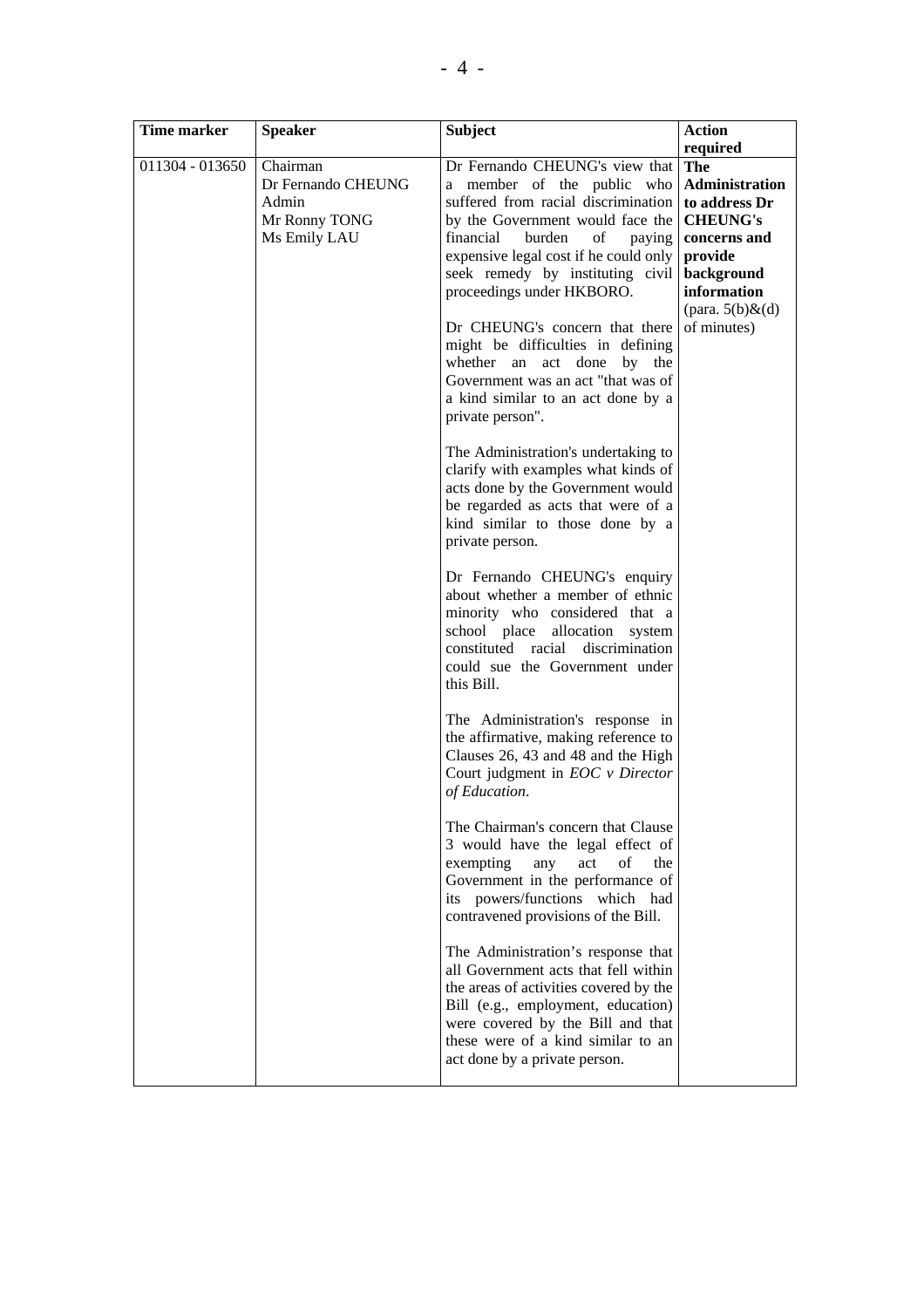| Time marker | Speaker | Subject | Action required |
|---|---|---|---|
| 011304 - 013650 | Chairman<br>Dr Fernando CHEUNG<br>Admin<br>Mr Ronny TONG<br>Ms Emily LAU | Dr Fernando CHEUNG's view that a member of the public who suffered from racial discrimination by the Government would face the financial burden of paying expensive legal cost if he could only seek remedy by instituting civil proceedings under HKBORO.<br><br>Dr CHEUNG's concern that there might be difficulties in defining whether an act done by the Government was an act "that was of a kind similar to an act done by a private person".<br><br>The Administration's undertaking to clarify with examples what kinds of acts done by the Government would be regarded as acts that were of a kind similar to those done by a private person.<br><br>Dr Fernando CHEUNG's enquiry about whether a member of ethnic minority who considered that a school place allocation system constituted racial discrimination could sue the Government under this Bill.<br><br>The Administration's response in the affirmative, making reference to Clauses 26, 43 and 48 and the High Court judgment in *EOC v Director of Education*.<br><br>The Chairman's concern that Clause 3 would have the legal effect of exempting any act of the Government in the performance of its powers/functions which had contravened provisions of the Bill.<br><br>The Administration's response that all Government acts that fell within the areas of activities covered by the Bill (e.g., employment, education) were covered by the Bill and that these were of a kind similar to an act done by a private person. | **The Administration to address Dr CHEUNG's concerns and provide background information** (para. 5(b)&(d) of minutes) |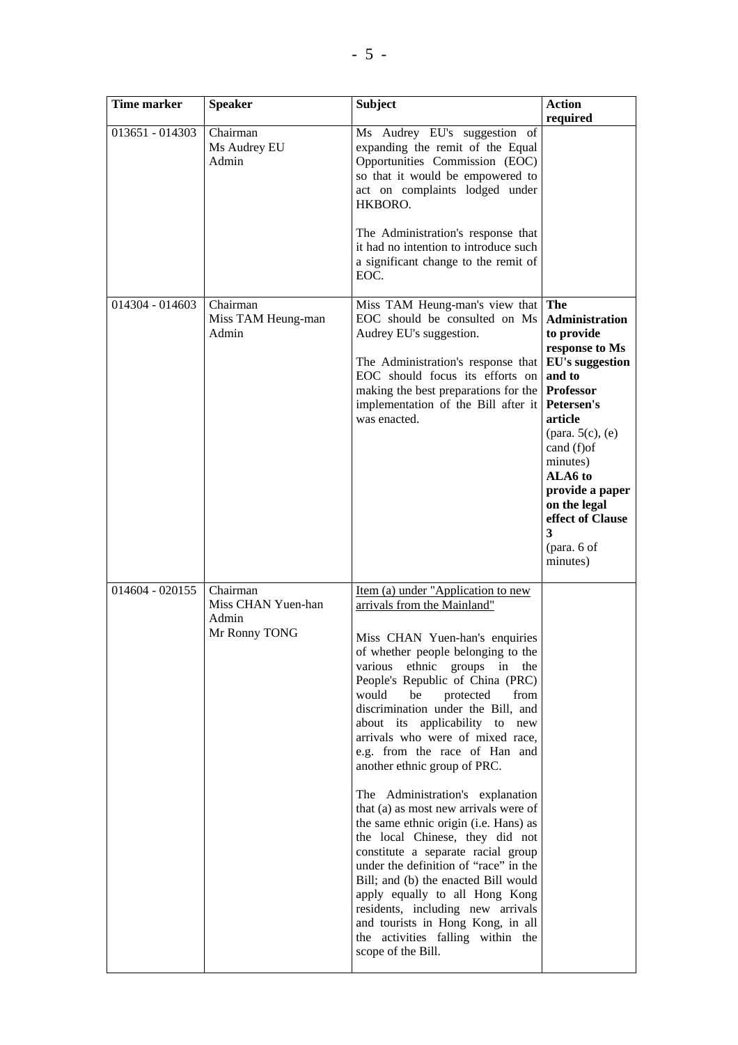| Time marker | Speaker | Subject | Action required |
|---|---|---|---|
| 013651 - 014303 | Chairman<br>Ms Audrey EU<br>Admin | Ms Audrey EU's suggestion of expanding the remit of the Equal Opportunities Commission (EOC) so that it would be empowered to act on complaints lodged under HKBORO.<br><br>The Administration's response that it had no intention to introduce such a significant change to the remit of EOC. | |
| 014304 - 014603 | Chairman<br>Miss TAM Heung-man<br>Admin | Miss TAM Heung-man's view that EOC should be consulted on Ms Audrey EU's suggestion.<br><br>The Administration's response that EOC should focus its efforts on making the best preparations for the implementation of the Bill after it was enacted. | **The Administration to provide response to Ms EU's suggestion and to Professor Petersen's article**<br>(para. 5(c), (e) cand (f)of minutes)<br>**ALA6 to provide a paper on the legal effect of Clause 3**<br>(para. 6 of minutes) |
| 014604 - 020155 | Chairman<br>Miss CHAN Yuen-han<br>Admin<br>Mr Ronny TONG | <u>Item (a) under "Application to new arrivals from the Mainland"</u><br><br>Miss CHAN Yuen-han's enquiries of whether people belonging to the various ethnic groups in the People's Republic of China (PRC) would be protected from discrimination under the Bill, and about its applicability to new arrivals who were of mixed race, e.g. from the race of Han and another ethnic group of PRC.<br><br>The Administration's explanation that (a) as most new arrivals were of the same ethnic origin (i.e. Hans) as the local Chinese, they did not constitute a separate racial group under the definition of "race" in the Bill; and (b) the enacted Bill would apply equally to all Hong Kong residents, including new arrivals and tourists in Hong Kong, in all the activities falling within the scope of the Bill. | |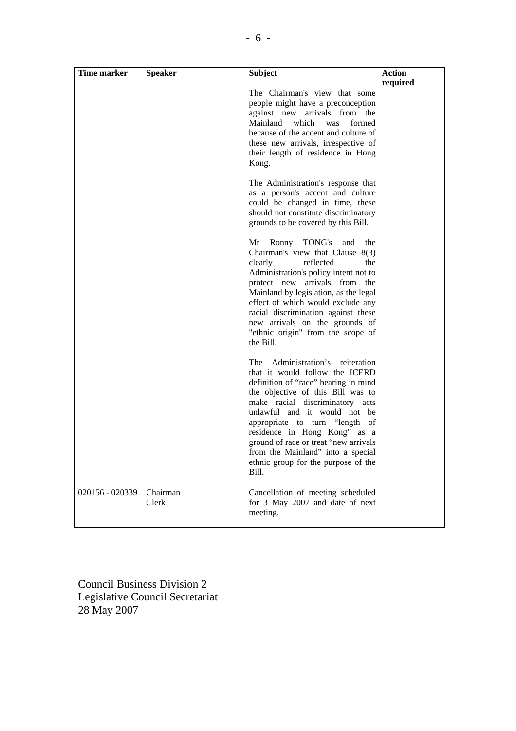| Time marker | Speaker | Subject | Action required |
|---|---|---|---|
| | | The Chairman's view that some people might have a preconception against new arrivals from the Mainland which was formed because of the accent and culture of these new arrivals, irrespective of their length of residence in Hong Kong.<br><br>The Administration's response that as a person's accent and culture could be changed in time, these should not constitute discriminatory grounds to be covered by this Bill.<br><br>Mr Ronny TONG's and the Chairman's view that Clause 8(3) clearly reflected the Administration's policy intent not to protect new arrivals from the Mainland by legislation, as the legal effect of which would exclude any racial discrimination against these new arrivals on the grounds of "ethnic origin" from the scope of the Bill.<br><br>The Administration's reiteration that it would follow the ICERD definition of "race" bearing in mind the objective of this Bill was to make racial discriminatory acts unlawful and it would not be appropriate to turn "length of residence in Hong Kong" as a ground of race or treat "new arrivals from the Mainland" into a special ethnic group for the purpose of the Bill. | |
| 020156 - 020339 | Chairman<br>Clerk | Cancellation of meeting scheduled for 3 May 2007 and date of next meeting. | |

Council Business Division 2
Legislative Council Secretariat
28 May 2007